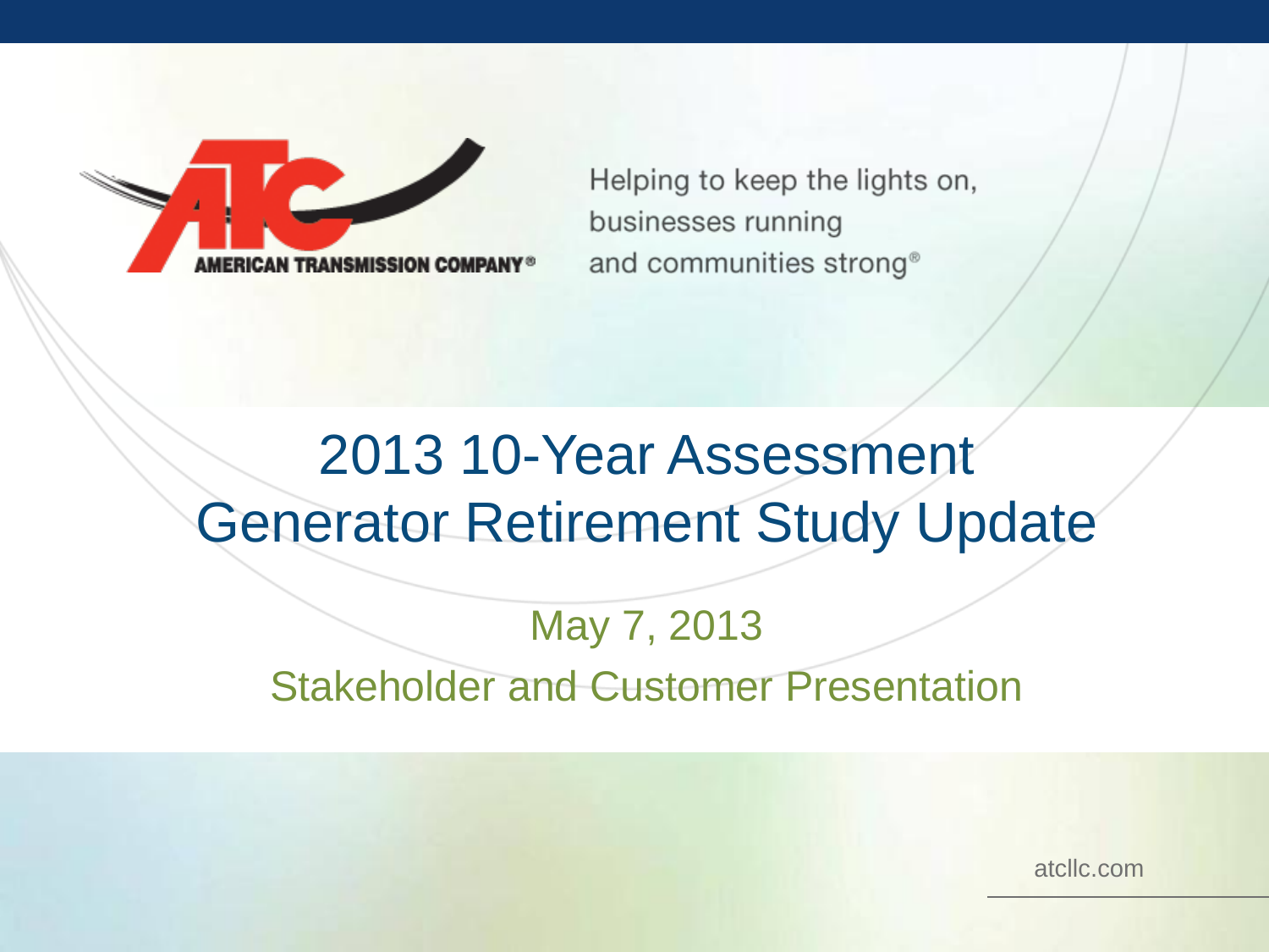AMERICAN TRANSMISSION COMPANY®

Helping to keep the lights on,
businesses running
and communities strong®

# 2013 10-Year Assessment
# Generator Retirement Study Update

## May 7, 2013
## Stakeholder and Customer Presentation

atcllc.com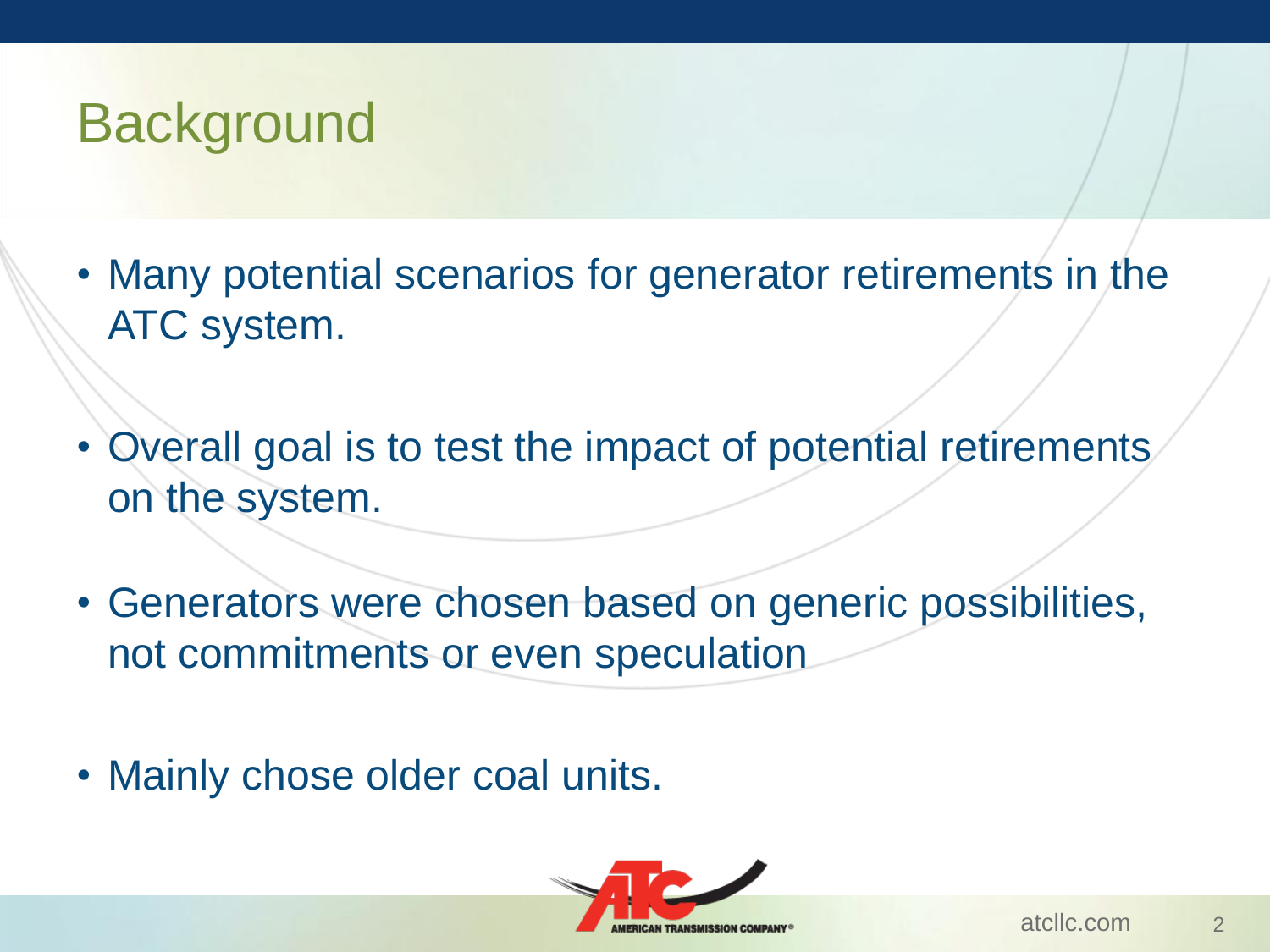# Background

- Many potential scenarios for generator retirements in the ATC system.
- Overall goal is to test the impact of potential retirements on the system.
- Generators were chosen based on generic possibilities, not commitments or even speculation
- Mainly chose older coal units.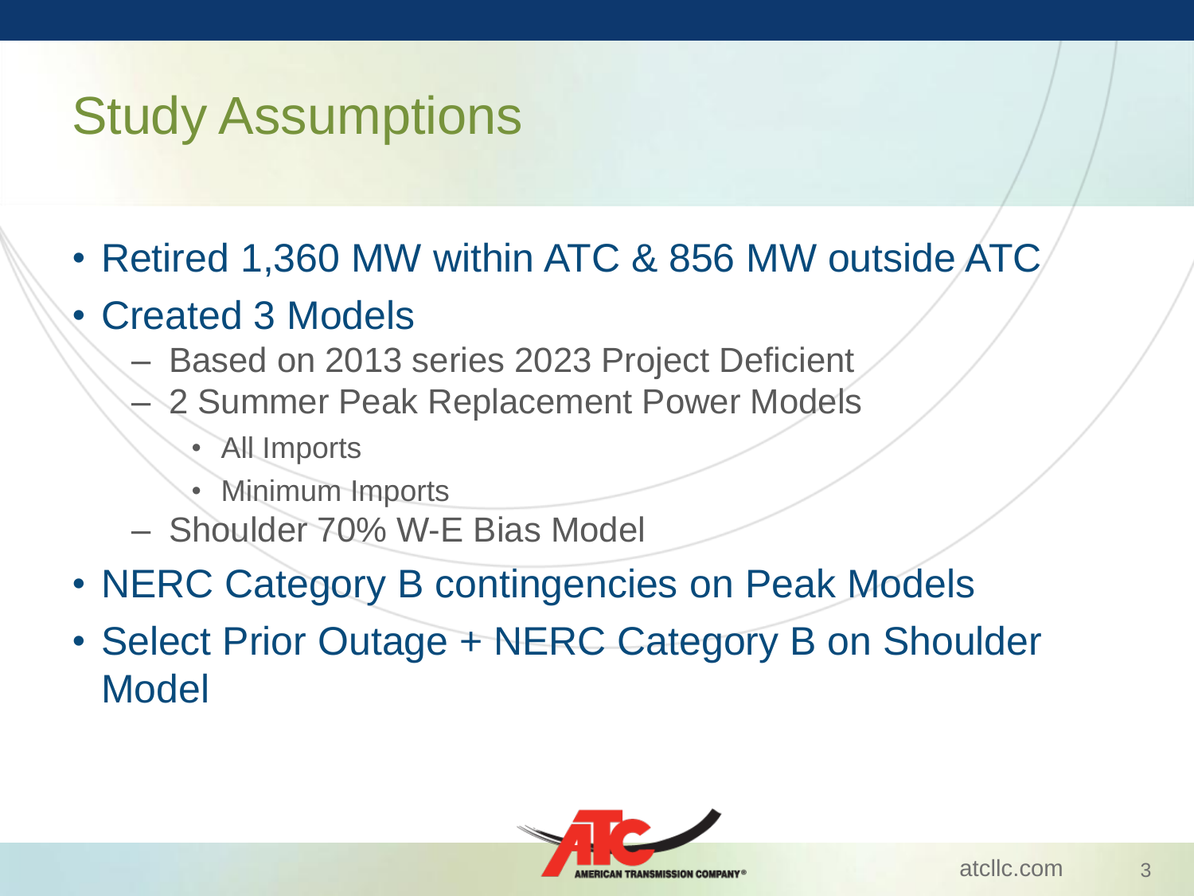# Study Assumptions

- Retired 1,360 MW within ATC & 856 MW outside ATC
- Created 3 Models
  - Based on 2013 series 2023 Project Deficient
  - 2 Summer Peak Replacement Power Models
    - All Imports
    - Minimum Imports
  - Shoulder 70% W-E Bias Model
- NERC Category B contingencies on Peak Models
- Select Prior Outage + NERC Category B on Shoulder Model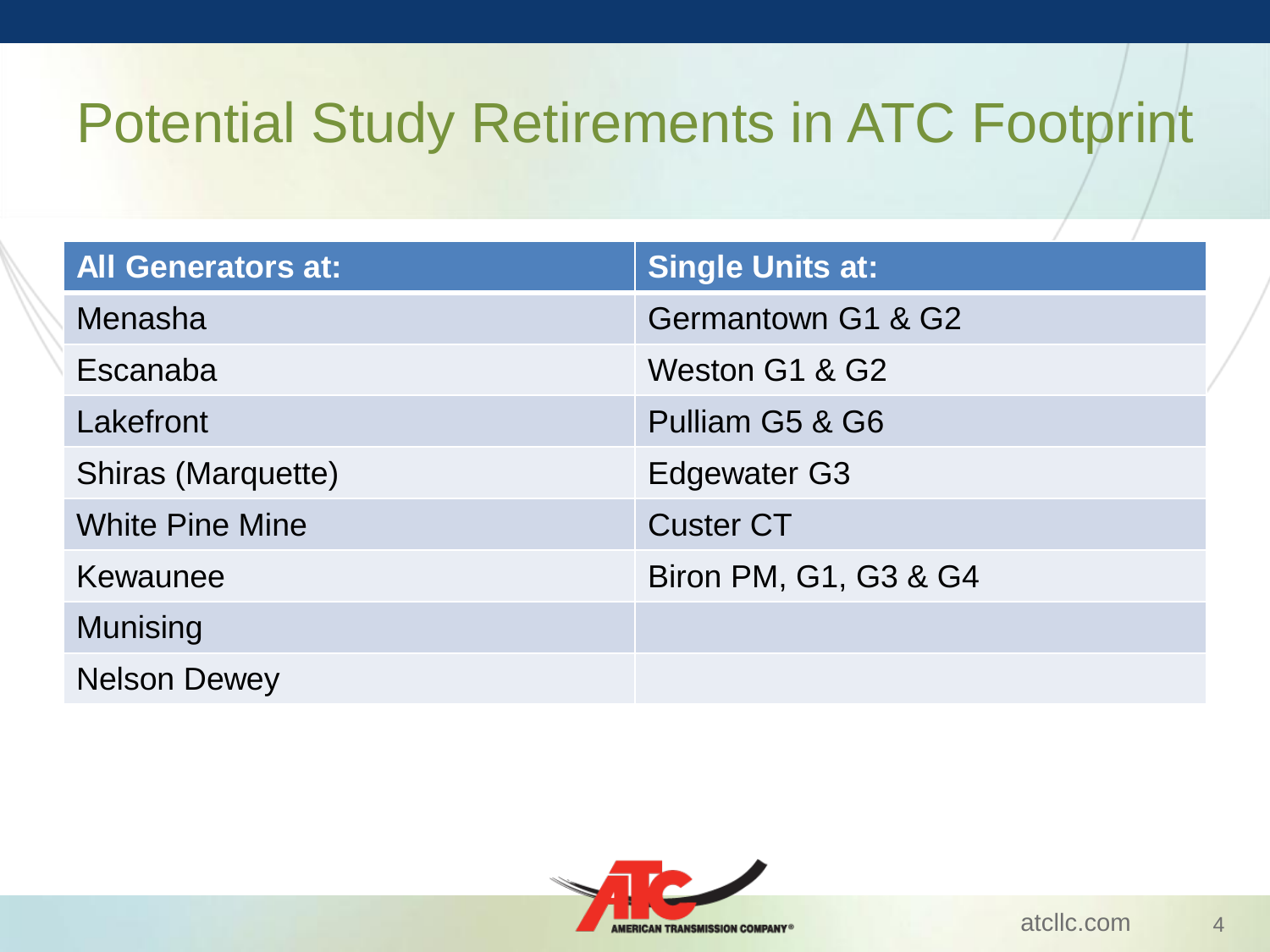# Potential Study Retirements in ATC Footprint

| All Generators at: | Single Units at: |
| --- | --- |
| Menasha | Germantown G1 & G2 |
| Escanaba | Weston G1 & G2 |
| Lakefront | Pulliam G5 & G6 |
| Shiras (Marquette) | Edgewater G3 |
| White Pine Mine | Custer CT |
| Kewaunee | Biron PM, G1, G3 & G4 |
| Munising | |
| Nelson Dewey | |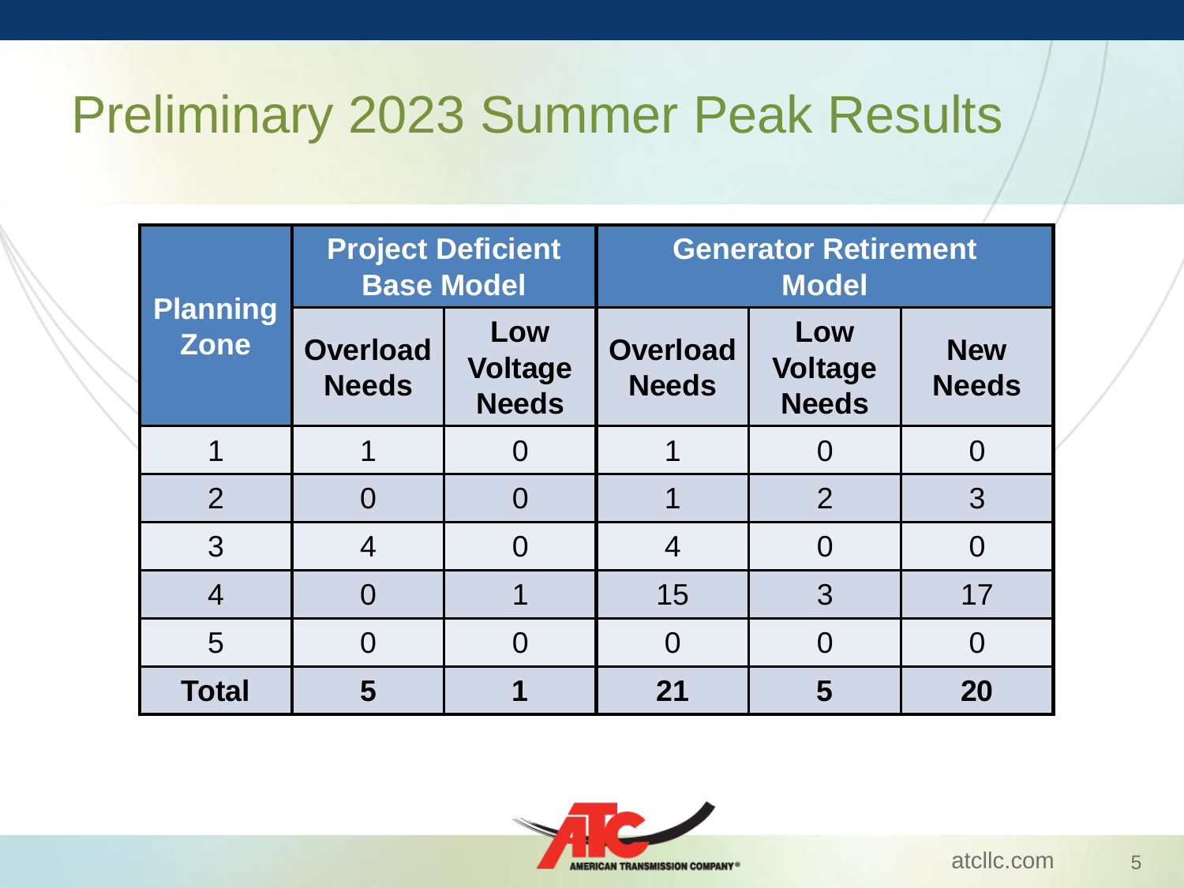# Preliminary 2023 Summer Peak Results

| Planning Zone | Project Deficient Base Model | | Generator Retirement Model | | |
|---|---|---|---|---|---|
| | Overload Needs | Low Voltage Needs | Overload Needs | Low Voltage Needs | New Needs |
| 1 | 1 | 0 | 1 | 0 | 0 |
| 2 | 0 | 0 | 1 | 2 | 3 |
| 3 | 4 | 0 | 4 | 0 | 0 |
| 4 | 0 | 1 | 15 | 3 | 17 |
| 5 | 0 | 0 | 0 | 0 | 0 |
| **Total** | **5** | **1** | **21** | **5** | **20** |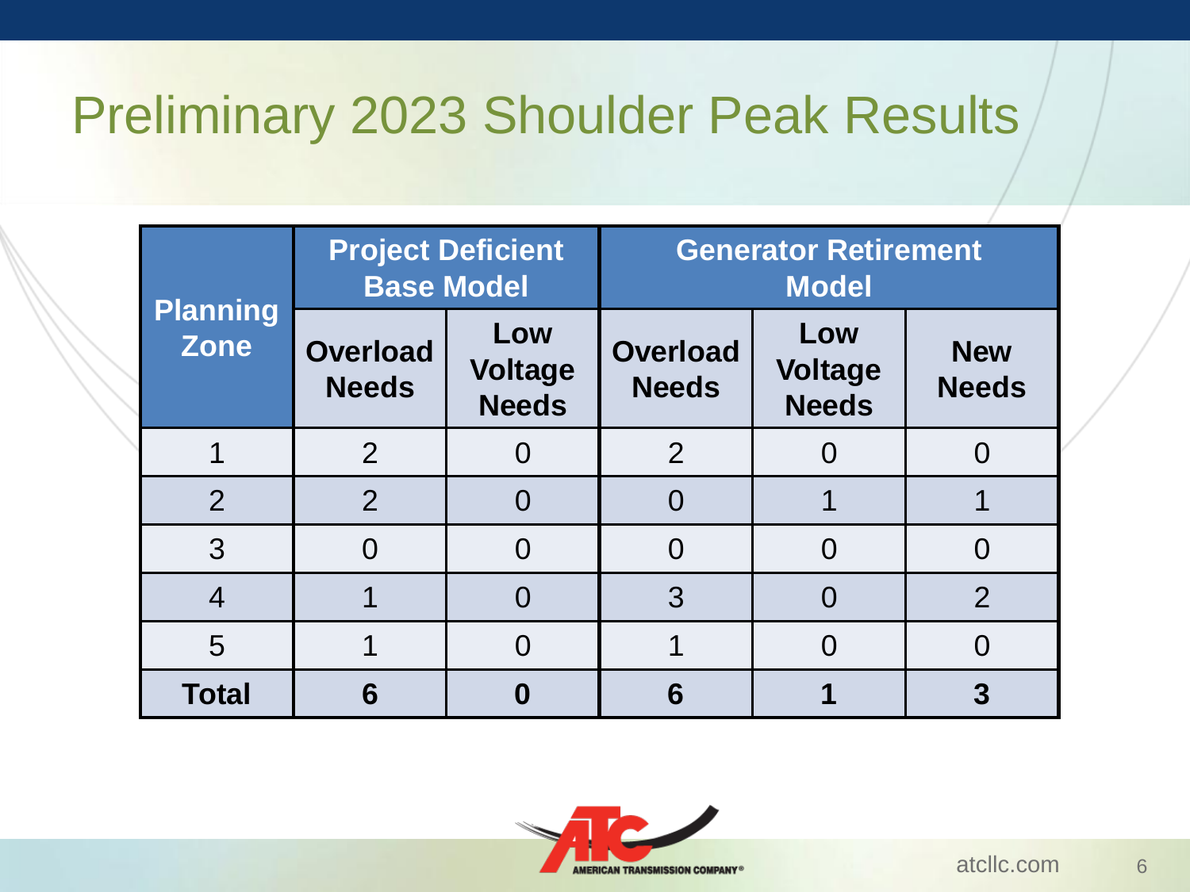# Preliminary 2023 Shoulder Peak Results

| Planning Zone | Project Deficient Base Model | | Generator Retirement Model | | |
|---|---|---|---|---|---|
| | Overload Needs | Low Voltage Needs | Overload Needs | Low Voltage Needs | New Needs |
| 1 | 2 | 0 | 2 | 0 | 0 |
| 2 | 2 | 0 | 0 | 1 | 1 |
| 3 | 0 | 0 | 0 | 0 | 0 |
| 4 | 1 | 0 | 3 | 0 | 2 |
| 5 | 1 | 0 | 1 | 0 | 0 |
| **Total** | **6** | **0** | **6** | **1** | **3** |

AMERICAN TRANSMISSION COMPANY

atcllc.com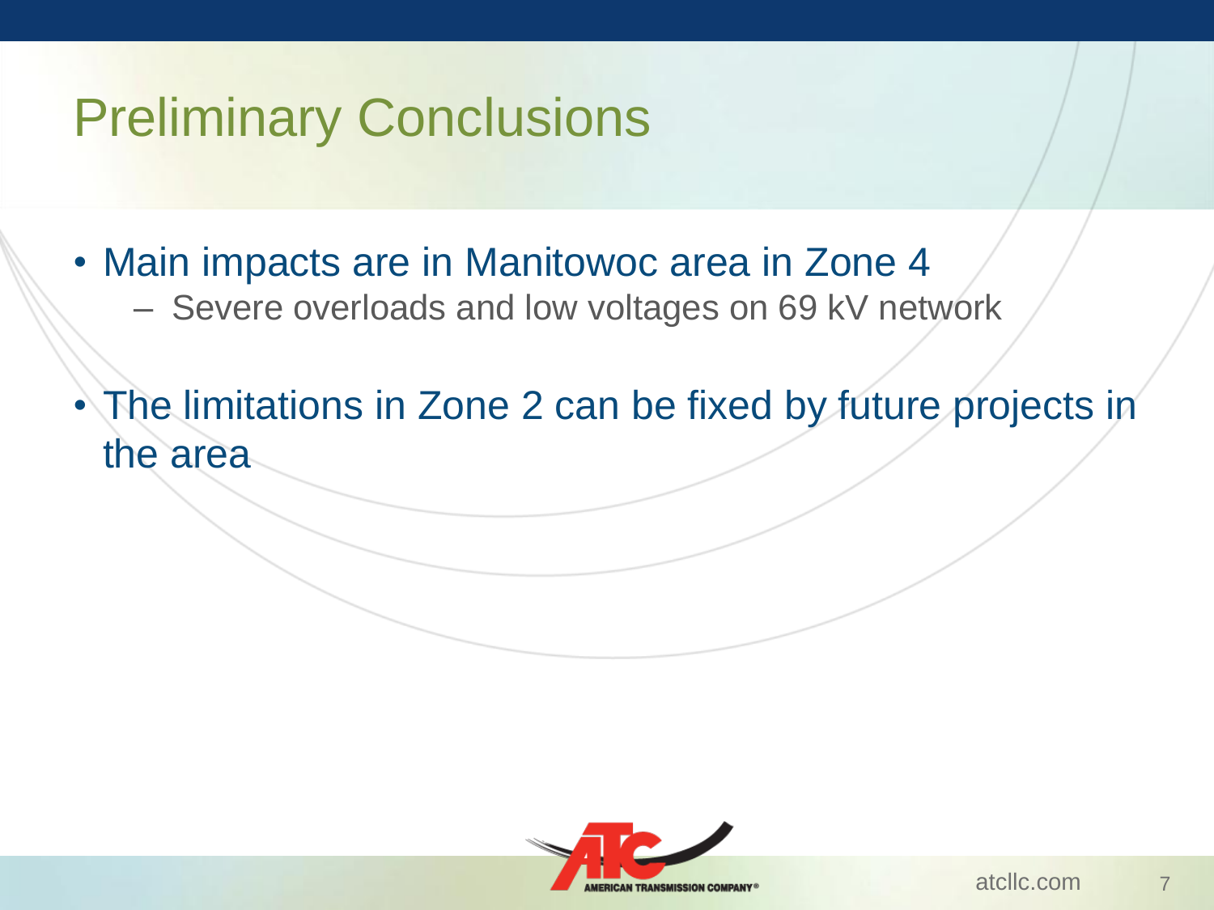# Preliminary Conclusions

- Main impacts are in Manitowoc area in Zone 4
  - Severe overloads and low voltages on 69 kV network
- The limitations in Zone 2 can be fixed by future projects in the area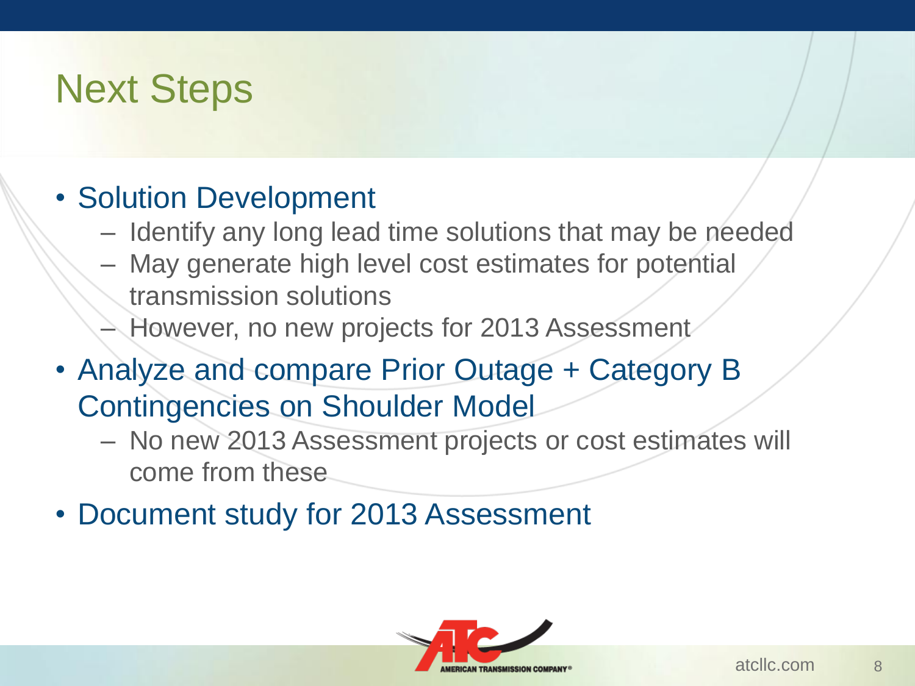# Next Steps

- Solution Development
  - Identify any long lead time solutions that may be needed
  - May generate high level cost estimates for potential transmission solutions
  - However, no new projects for 2013 Assessment
- Analyze and compare Prior Outage + Category B Contingencies on Shoulder Model
  - No new 2013 Assessment projects or cost estimates will come from these
- Document study for 2013 Assessment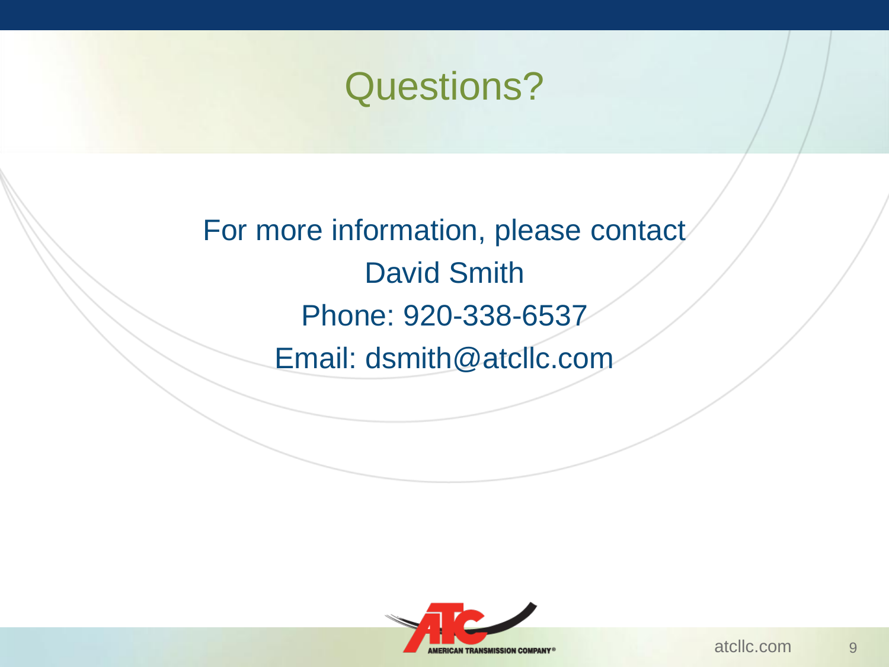# Questions?

For more information, please contact

David Smith

Phone: 920-338-6537

Email: dsmith@atcllc.com